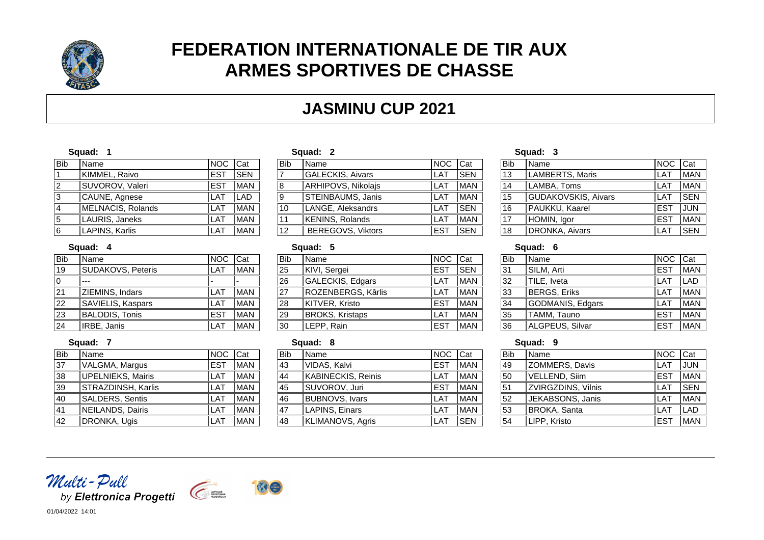# FEDERATION INTERNATIONALE DE TIR AUX ARMES SPORTIVES DE CHASSE

## JASMINU CUP 2021

**Squad: 1**

| Bib | Name | NOC | Cat |
|---|---|---|---|
| 1 | KIMMEL, Raivo | EST | SEN |
| 2 | SUVOROV, Valeri | EST | MAN |
| 3 | CAUNE, Agnese | LAT | LAD |
| 4 | MELNACIS, Rolands | LAT | MAN |
| 5 | LAURIS, Janeks | LAT | MAN |
| 6 | LAPINS, Karlis | LAT | MAN |

**Squad: 2**

| Bib | Name | NOC | Cat |
|---|---|---|---|
| 7 | GALECKIS, Aivars | LAT | SEN |
| 8 | ARHIPOVS, Nikolajs | LAT | MAN |
| 9 | STEINBAUMS, Janis | LAT | MAN |
| 10 | LANGE, Aleksandrs | LAT | SEN |
| 11 | KENINS, Rolands | LAT | MAN |
| 12 | BEREGOVS, Viktors | EST | SEN |

**Squad: 3**

| Bib | Name | NOC | Cat |
|---|---|---|---|
| 13 | LAMBERTS, Maris | LAT | MAN |
| 14 | LAMBA, Toms | LAT | MAN |
| 15 | GUDAKOVSKIS, Aivars | LAT | SEN |
| 16 | PAUKKU, Kaarel | EST | JUN |
| 17 | HOMIN, Igor | EST | MAN |
| 18 | DRONKA, Aivars | LAT | SEN |

**Squad: 4**

| Bib | Name | NOC | Cat |
|---|---|---|---|
| 19 | SUDAKOVS, Peteris | LAT | MAN |
| 0 | --- | - | - |
| 21 | ZIEMINS, Indars | LAT | MAN |
| 22 | SAVIELIS, Kaspars | LAT | MAN |
| 23 | BALODIS, Tonis | EST | MAN |
| 24 | IRBE, Janis | LAT | MAN |

**Squad: 5**

| Bib | Name | NOC | Cat |
|---|---|---|---|
| 25 | KIVI, Sergei | EST | SEN |
| 26 | GALECKIS, Edgars | LAT | MAN |
| 27 | ROZENBERGS, Kârlis | LAT | MAN |
| 28 | KITVER, Kristo | EST | MAN |
| 29 | BROKS, Kristaps | LAT | MAN |
| 30 | LEPP, Rain | EST | MAN |

**Squad: 6**

| Bib | Name | NOC | Cat |
|---|---|---|---|
| 31 | SILM, Arti | EST | MAN |
| 32 | TILE, Iveta | LAT | LAD |
| 33 | BERGS, Eriks | LAT | MAN |
| 34 | GODMANIS, Edgars | LAT | MAN |
| 35 | TAMM, Tauno | EST | MAN |
| 36 | ALGPEUS, Silvar | EST | MAN |

**Squad: 7**

| Bib | Name | NOC | Cat |
|---|---|---|---|
| 37 | VALGMA, Margus | EST | MAN |
| 38 | UPELNIEKS, Mairis | LAT | MAN |
| 39 | STRAZDINSH, Karlis | LAT | MAN |
| 40 | SALDERS, Sentis | LAT | MAN |
| 41 | NEILANDS, Dairis | LAT | MAN |
| 42 | DRONKA, Ugis | LAT | MAN |

**Squad: 8**

| Bib | Name | NOC | Cat |
|---|---|---|---|
| 43 | VIDAS, Kalvi | EST | MAN |
| 44 | KABINECKIS, Reinis | LAT | MAN |
| 45 | SUVOROV, Juri | EST | MAN |
| 46 | BUBNOVS, Ivars | LAT | MAN |
| 47 | LAPINS, Einars | LAT | MAN |
| 48 | KLIMANOVS, Agris | LAT | SEN |

**Squad: 9**

| Bib | Name | NOC | Cat |
|---|---|---|---|
| 49 | ZOMMERS, Davis | LAT | JUN |
| 50 | VELLEND, Siim | EST | MAN |
| 51 | ZVIRGZDINS, Vilnis | LAT | SEN |
| 52 | JEKABSONS, Janis | LAT | MAN |
| 53 | BROKA, Santa | LAT | LAD |
| 54 | LIPP, Kristo | EST | MAN |

Multi-Pull by Elettronica Progetti

01/04/2022 14:01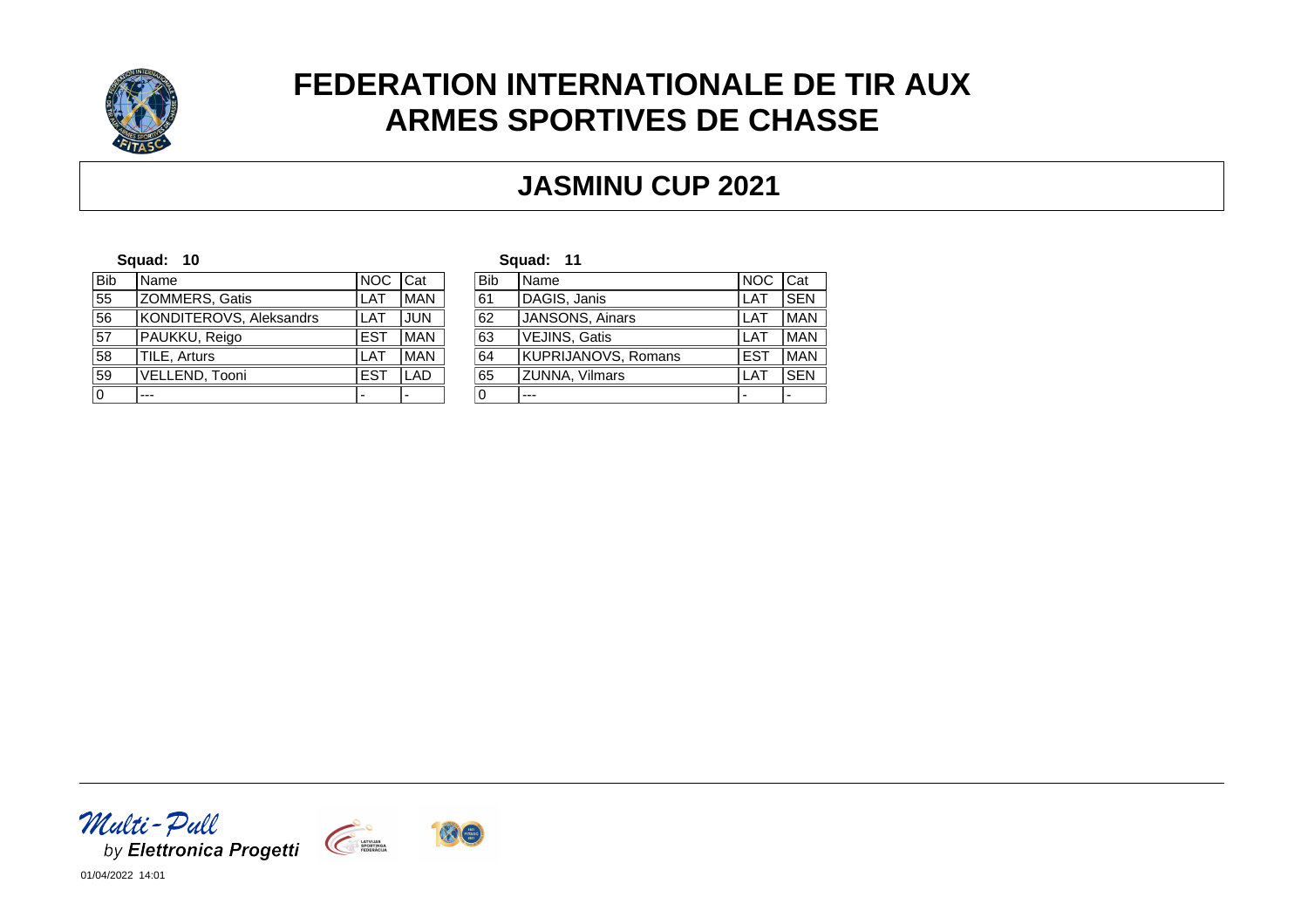# FEDERATION INTERNATIONALE DE TIR AUX ARMES SPORTIVES DE CHASSE

## JASMINU CUP 2021

**Squad: 10**

| Bib | Name | NOC | Cat |
|---|---|---|---|
| 55 | ZOMMERS, Gatis | LAT | MAN |
| 56 | KONDITEROVS, Aleksandrs | LAT | JUN |
| 57 | PAUKKU, Reigo | EST | MAN |
| 58 | TILE, Arturs | LAT | MAN |
| 59 | VELLEND, Tooni | EST | LAD |
| 0 | --- | - | - |

**Squad: 11**

| Bib | Name | NOC | Cat |
|---|---|---|---|
| 61 | DAGIS, Janis | LAT | SEN |
| 62 | JANSONS, Ainars | LAT | MAN |
| 63 | VEJINS, Gatis | LAT | MAN |
| 64 | KUPRIJANOVS, Romans | EST | MAN |
| 65 | ZUNNA, Vilmars | LAT | SEN |
| 0 | --- | - | - |

Multi-Pull by Elettronica Progetti

01/04/2022 14:01